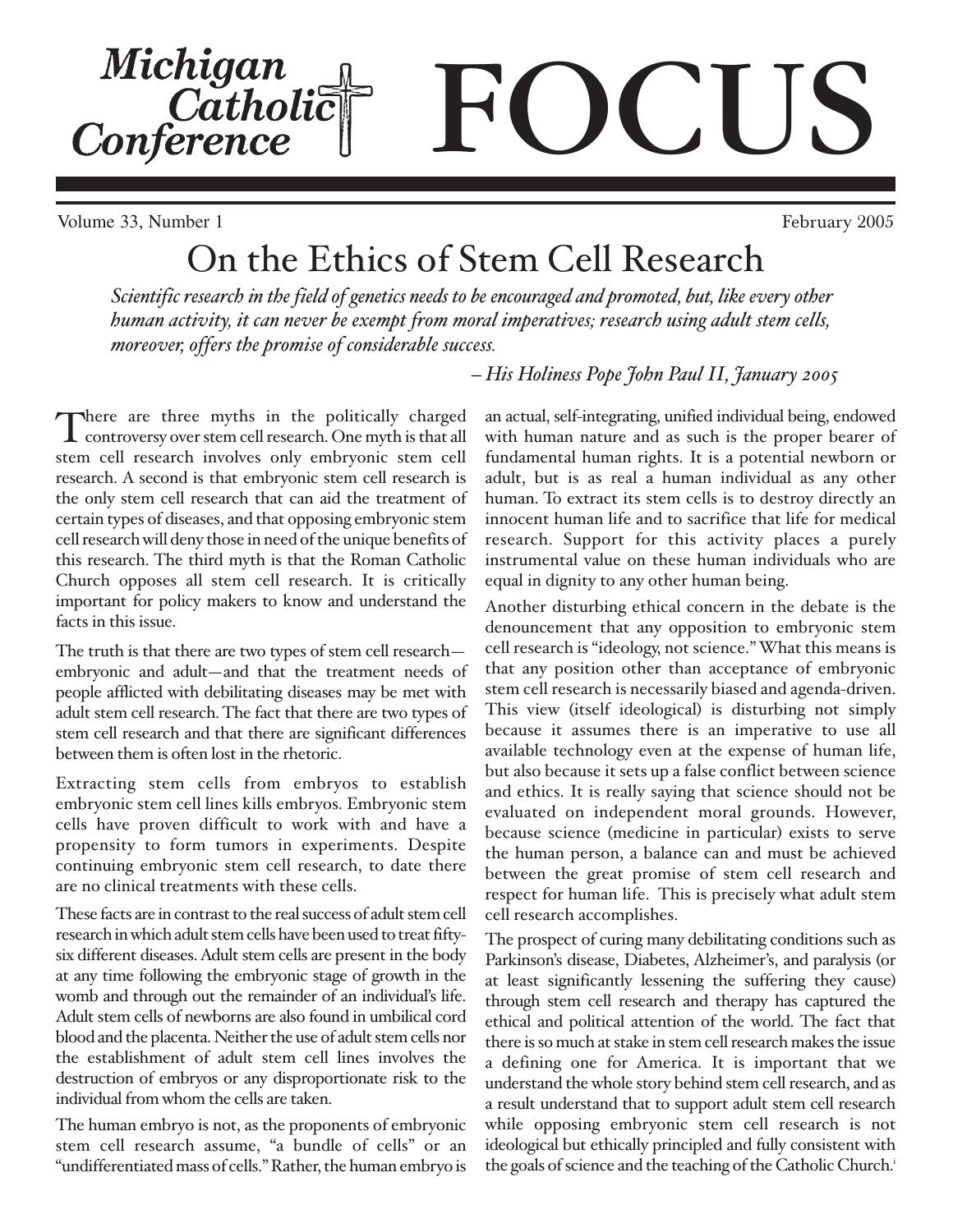# Michigan Catholic Conference FOCUS

Volume 33, Number 1 February 2005

## On the Ethics of Stem Cell Research

*Scientific research in the field of genetics needs to be encouraged and promoted, but, like every other human activity, it can never be exempt from moral imperatives; research using adult stem cells, moreover, offers the promise of considerable success.*

*– His Holiness Pope John Paul II, January 2005*

There are three myths in the politically charged controversy over stem cell research. One myth is that all stem cell research involves only embryonic stem cell research. A second is that embryonic stem cell research is the only stem cell research that can aid the treatment of certain types of diseases, and that opposing embryonic stem cell research will deny those in need of the unique benefits of this research. The third myth is that the Roman Catholic Church opposes all stem cell research. It is critically important for policy makers to know and understand the facts in this issue.

The truth is that there are two types of stem cell research—embryonic and adult—and that the treatment needs of people afflicted with debilitating diseases may be met with adult stem cell research. The fact that there are two types of stem cell research and that there are significant differences between them is often lost in the rhetoric.

Extracting stem cells from embryos to establish embryonic stem cell lines kills embryos. Embryonic stem cells have proven difficult to work with and have a propensity to form tumors in experiments. Despite continuing embryonic stem cell research, to date there are no clinical treatments with these cells.

These facts are in contrast to the real success of adult stem cell research in which adult stem cells have been used to treat fifty-six different diseases. Adult stem cells are present in the body at any time following the embryonic stage of growth in the womb and through out the remainder of an individual's life. Adult stem cells of newborns are also found in umbilical cord blood and the placenta. Neither the use of adult stem cells nor the establishment of adult stem cell lines involves the destruction of embryos or any disproportionate risk to the individual from whom the cells are taken.

The human embryo is not, as the proponents of embryonic stem cell research assume, "a bundle of cells" or an "undifferentiated mass of cells." Rather, the human embryo is an actual, self-integrating, unified individual being, endowed with human nature and as such is the proper bearer of fundamental human rights. It is a potential newborn or adult, but is as real a human individual as any other human. To extract its stem cells is to destroy directly an innocent human life and to sacrifice that life for medical research. Support for this activity places a purely instrumental value on these human individuals who are equal in dignity to any other human being.

Another disturbing ethical concern in the debate is the denouncement that any opposition to embryonic stem cell research is "ideology, not science." What this means is that any position other than acceptance of embryonic stem cell research is necessarily biased and agenda-driven. This view (itself ideological) is disturbing not simply because it assumes there is an imperative to use all available technology even at the expense of human life, but also because it sets up a false conflict between science and ethics. It is really saying that science should not be evaluated on independent moral grounds. However, because science (medicine in particular) exists to serve the human person, a balance can and must be achieved between the great promise of stem cell research and respect for human life. This is precisely what adult stem cell research accomplishes.

The prospect of curing many debilitating conditions such as Parkinson's disease, Diabetes, Alzheimer's, and paralysis (or at least significantly lessening the suffering they cause) through stem cell research and therapy has captured the ethical and political attention of the world. The fact that there is so much at stake in stem cell research makes the issue a defining one for America. It is important that we understand the whole story behind stem cell research, and as a result understand that to support adult stem cell research while opposing embryonic stem cell research is not ideological but ethically principled and fully consistent with the goals of science and the teaching of the Catholic Church.[i]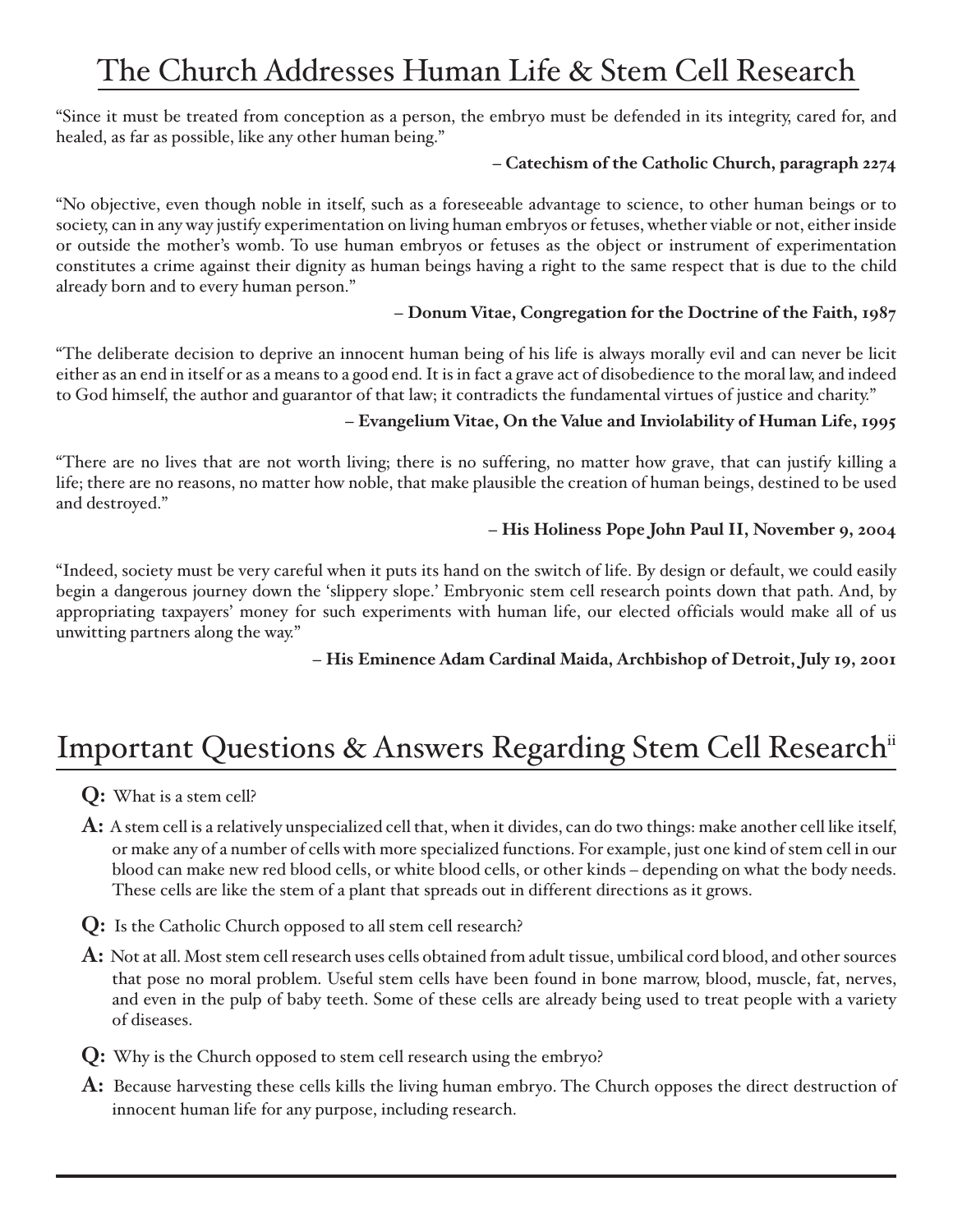## The Church Addresses Human Life & Stem Cell Research

"Since it must be treated from conception as a person, the embryo must be defended in its integrity, cared for, and healed, as far as possible, like any other human being."

**– Catechism of the Catholic Church, paragraph 2274**

"No objective, even though noble in itself, such as a foreseeable advantage to science, to other human beings or to society, can in any way justify experimentation on living human embryos or fetuses, whether viable or not, either inside or outside the mother's womb. To use human embryos or fetuses as the object or instrument of experimentation constitutes a crime against their dignity as human beings having a right to the same respect that is due to the child already born and to every human person."

**– Donum Vitae, Congregation for the Doctrine of the Faith, 1987**

"The deliberate decision to deprive an innocent human being of his life is always morally evil and can never be licit either as an end in itself or as a means to a good end. It is in fact a grave act of disobedience to the moral law, and indeed to God himself, the author and guarantor of that law; it contradicts the fundamental virtues of justice and charity."

**– Evangelium Vitae, On the Value and Inviolability of Human Life, 1995**

"There are no lives that are not worth living; there is no suffering, no matter how grave, that can justify killing a life; there are no reasons, no matter how noble, that make plausible the creation of human beings, destined to be used and destroyed."

**– His Holiness Pope John Paul II, November 9, 2004**

"Indeed, society must be very careful when it puts its hand on the switch of life. By design or default, we could easily begin a dangerous journey down the 'slippery slope.' Embryonic stem cell research points down that path. And, by appropriating taxpayers' money for such experiments with human life, our elected officials would make all of us unwitting partners along the way."

**– His Eminence Adam Cardinal Maida, Archbishop of Detroit, July 19, 2001**

## Important Questions & Answers Regarding Stem Cell Research[ii]

**Q:** What is a stem cell?

**A:** A stem cell is a relatively unspecialized cell that, when it divides, can do two things: make another cell like itself, or make any of a number of cells with more specialized functions. For example, just one kind of stem cell in our blood can make new red blood cells, or white blood cells, or other kinds – depending on what the body needs. These cells are like the stem of a plant that spreads out in different directions as it grows.

**Q:** Is the Catholic Church opposed to all stem cell research?

**A:** Not at all. Most stem cell research uses cells obtained from adult tissue, umbilical cord blood, and other sources that pose no moral problem. Useful stem cells have been found in bone marrow, blood, muscle, fat, nerves, and even in the pulp of baby teeth. Some of these cells are already being used to treat people with a variety of diseases.

**Q:** Why is the Church opposed to stem cell research using the embryo?

**A:** Because harvesting these cells kills the living human embryo. The Church opposes the direct destruction of innocent human life for any purpose, including research.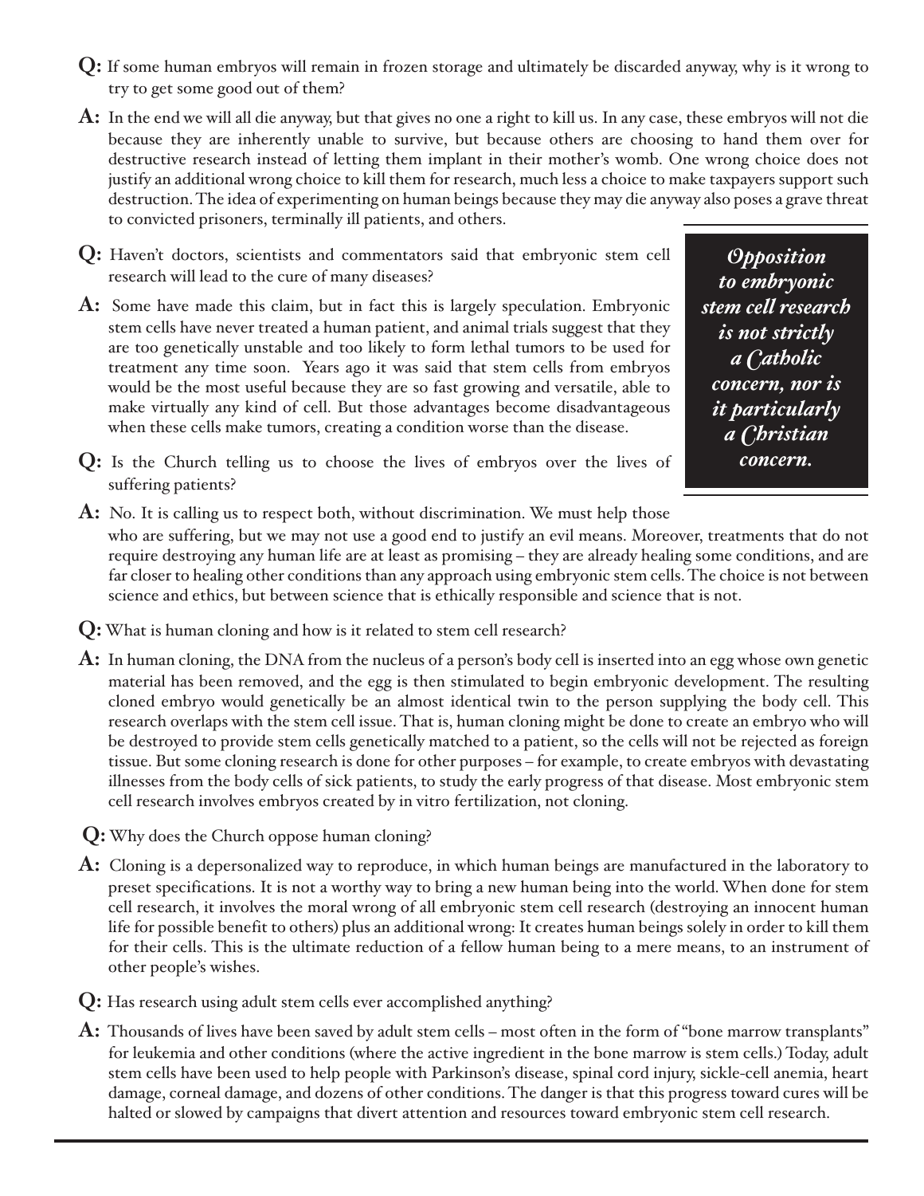**Q:** If some human embryos will remain in frozen storage and ultimately be discarded anyway, why is it wrong to try to get some good out of them?

**A:** In the end we will all die anyway, but that gives no one a right to kill us. In any case, these embryos will not die because they are inherently unable to survive, but because others are choosing to hand them over for destructive research instead of letting them implant in their mother's womb. One wrong choice does not justify an additional wrong choice to kill them for research, much less a choice to make taxpayers support such destruction. The idea of experimenting on human beings because they may die anyway also poses a grave threat to convicted prisoners, terminally ill patients, and others.

**Q:** Haven't doctors, scientists and commentators said that embryonic stem cell research will lead to the cure of many diseases?

**A:** Some have made this claim, but in fact this is largely speculation. Embryonic stem cells have never treated a human patient, and animal trials suggest that they are too genetically unstable and too likely to form lethal tumors to be used for treatment any time soon. Years ago it was said that stem cells from embryos would be the most useful because they are so fast growing and versatile, able to make virtually any kind of cell. But those advantages become disadvantageous when these cells make tumors, creating a condition worse than the disease.

> ***Opposition to embryonic stem cell research is not strictly a Catholic concern, nor is it particularly a Christian concern.***

**Q:** Is the Church telling us to choose the lives of embryos over the lives of suffering patients?

**A:** No. It is calling us to respect both, without discrimination. We must help those who are suffering, but we may not use a good end to justify an evil means. Moreover, treatments that do not require destroying any human life are at least as promising – they are already healing some conditions, and are far closer to healing other conditions than any approach using embryonic stem cells. The choice is not between science and ethics, but between science that is ethically responsible and science that is not.

**Q:** What is human cloning and how is it related to stem cell research?

**A:** In human cloning, the DNA from the nucleus of a person's body cell is inserted into an egg whose own genetic material has been removed, and the egg is then stimulated to begin embryonic development. The resulting cloned embryo would genetically be an almost identical twin to the person supplying the body cell. This research overlaps with the stem cell issue. That is, human cloning might be done to create an embryo who will be destroyed to provide stem cells genetically matched to a patient, so the cells will not be rejected as foreign tissue. But some cloning research is done for other purposes – for example, to create embryos with devastating illnesses from the body cells of sick patients, to study the early progress of that disease. Most embryonic stem cell research involves embryos created by in vitro fertilization, not cloning.

**Q:** Why does the Church oppose human cloning?

**A:** Cloning is a depersonalized way to reproduce, in which human beings are manufactured in the laboratory to preset specifications. It is not a worthy way to bring a new human being into the world. When done for stem cell research, it involves the moral wrong of all embryonic stem cell research (destroying an innocent human life for possible benefit to others) plus an additional wrong: It creates human beings solely in order to kill them for their cells. This is the ultimate reduction of a fellow human being to a mere means, to an instrument of other people's wishes.

**Q:** Has research using adult stem cells ever accomplished anything?

**A:** Thousands of lives have been saved by adult stem cells – most often in the form of "bone marrow transplants" for leukemia and other conditions (where the active ingredient in the bone marrow is stem cells.) Today, adult stem cells have been used to help people with Parkinson's disease, spinal cord injury, sickle-cell anemia, heart damage, corneal damage, and dozens of other conditions. The danger is that this progress toward cures will be halted or slowed by campaigns that divert attention and resources toward embryonic stem cell research.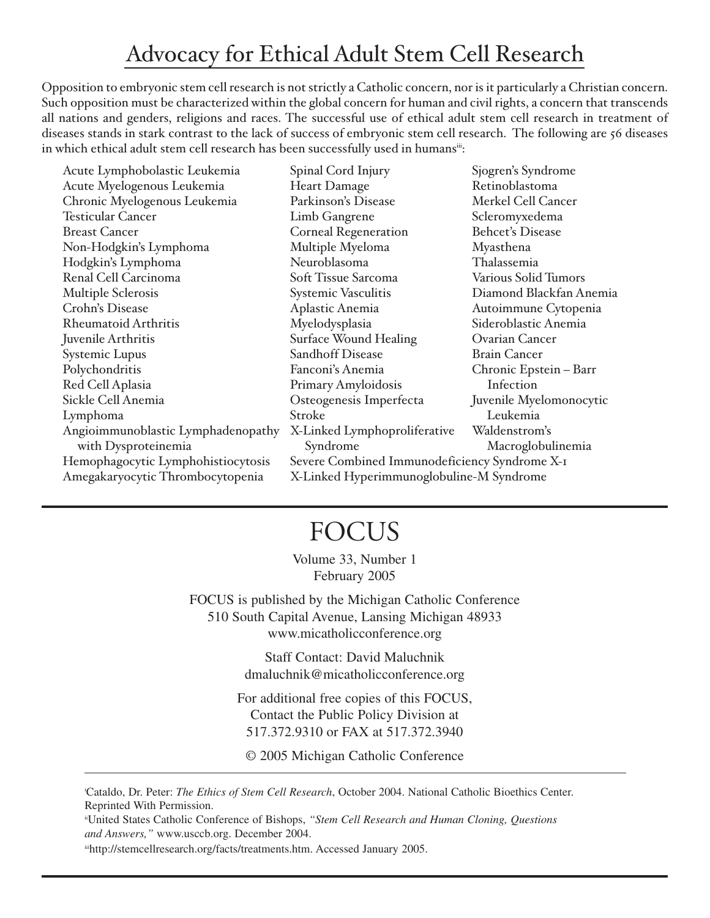## Advocacy for Ethical Adult Stem Cell Research

Opposition to embryonic stem cell research is not strictly a Catholic concern, nor is it particularly a Christian concern. Such opposition must be characterized within the global concern for human and civil rights, a concern that transcends all nations and genders, religions and races. The successful use of ethical adult stem cell research in treatment of diseases stands in stark contrast to the lack of success of embryonic stem cell research. The following are 56 diseases in which ethical adult stem cell research has been successfully used in humans[iii]:

- Acute Lymphobolastic Leukemia
- Acute Myelogenous Leukemia
- Chronic Myelogenous Leukemia
- Testicular Cancer
- Breast Cancer
- Non-Hodgkin's Lymphoma
- Hodgkin's Lymphoma
- Renal Cell Carcinoma
- Multiple Sclerosis
- Crohn's Disease
- Rheumatoid Arthritis
- Juvenile Arthritis
- Systemic Lupus
- Polychondritis
- Red Cell Aplasia
- Sickle Cell Anemia
- Lymphoma
- Angioimmunoblastic Lymphadenopathy with Dysproteinemia
- Hemophagocytic Lymphohistiocytosis
- Amegakaryocytic Thrombocytopenia
- Spinal Cord Injury
- Heart Damage
- Parkinson's Disease
- Limb Gangrene
- Corneal Regeneration
- Multiple Myeloma
- Neuroblasoma
- Soft Tissue Sarcoma
- Systemic Vasculitis
- Aplastic Anemia
- Myelodysplasia
- Surface Wound Healing
- Sandhoff Disease
- Fanconi's Anemia
- Primary Amyloidosis
- Osteogenesis Imperfecta
- Stroke
- X-Linked Lymphoproliferative Syndrome
- Severe Combined Immunodeficiency Syndrome X-1
- X-Linked Hyperimmunoglobuline-M Syndrome
- Sjogren's Syndrome
- Retinoblastoma
- Merkel Cell Cancer
- Scleromyxedema
- Behcet's Disease
- Myasthena
- Thalassemia
- Various Solid Tumors
- Diamond Blackfan Anemia
- Autoimmune Cytopenia
- Sideroblastic Anemia
- Ovarian Cancer
- Brain Cancer
- Chronic Epstein – Barr Infection
- Juvenile Myelomonocytic Leukemia
- Waldenstrom's Macroglobulinemia

# FOCUS

Volume 33, Number 1
February 2005

FOCUS is published by the Michigan Catholic Conference
510 South Capital Avenue, Lansing Michigan 48933
www.micatholicconference.org

Staff Contact: David Maluchnik
dmaluchnik@micatholicconference.org

For additional free copies of this FOCUS,
Contact the Public Policy Division at
517.372.9310 or FAX at 517.372.3940

© 2005 Michigan Catholic Conference

---

[i] Cataldo, Dr. Peter: *The Ethics of Stem Cell Research*, October 2004. National Catholic Bioethics Center. Reprinted With Permission.

[ii] United States Catholic Conference of Bishops, *"Stem Cell Research and Human Cloning, Questions and Answers,"* www.usccb.org. December 2004.

[iii] http://stemcellresearch.org/facts/treatments.htm. Accessed January 2005.